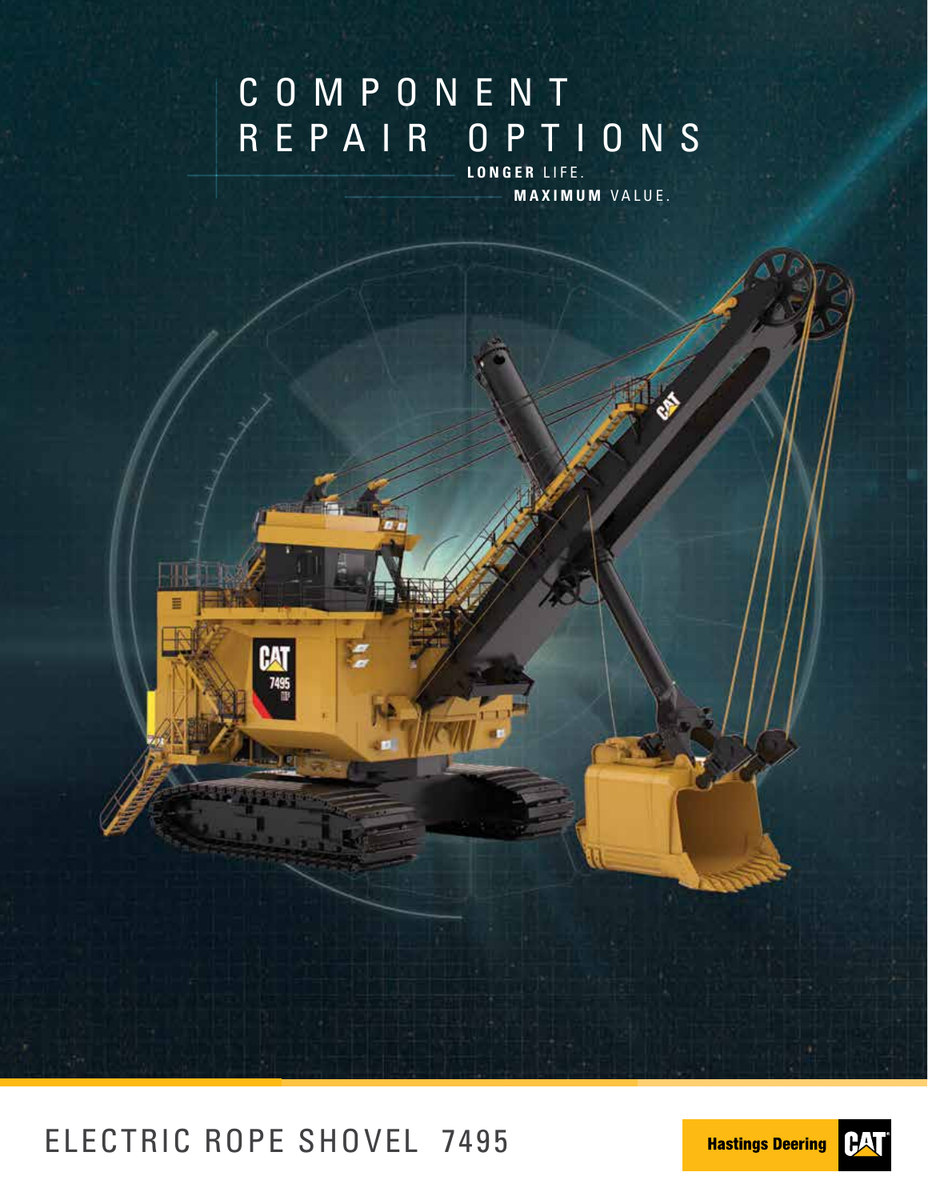# COMPONENT REPAIR OPTIONS

**LONGER** LIFE.

**MAXIMUM** VALUE.

## ELECTRIC ROPE SHOVEL 7495

Hastings Deering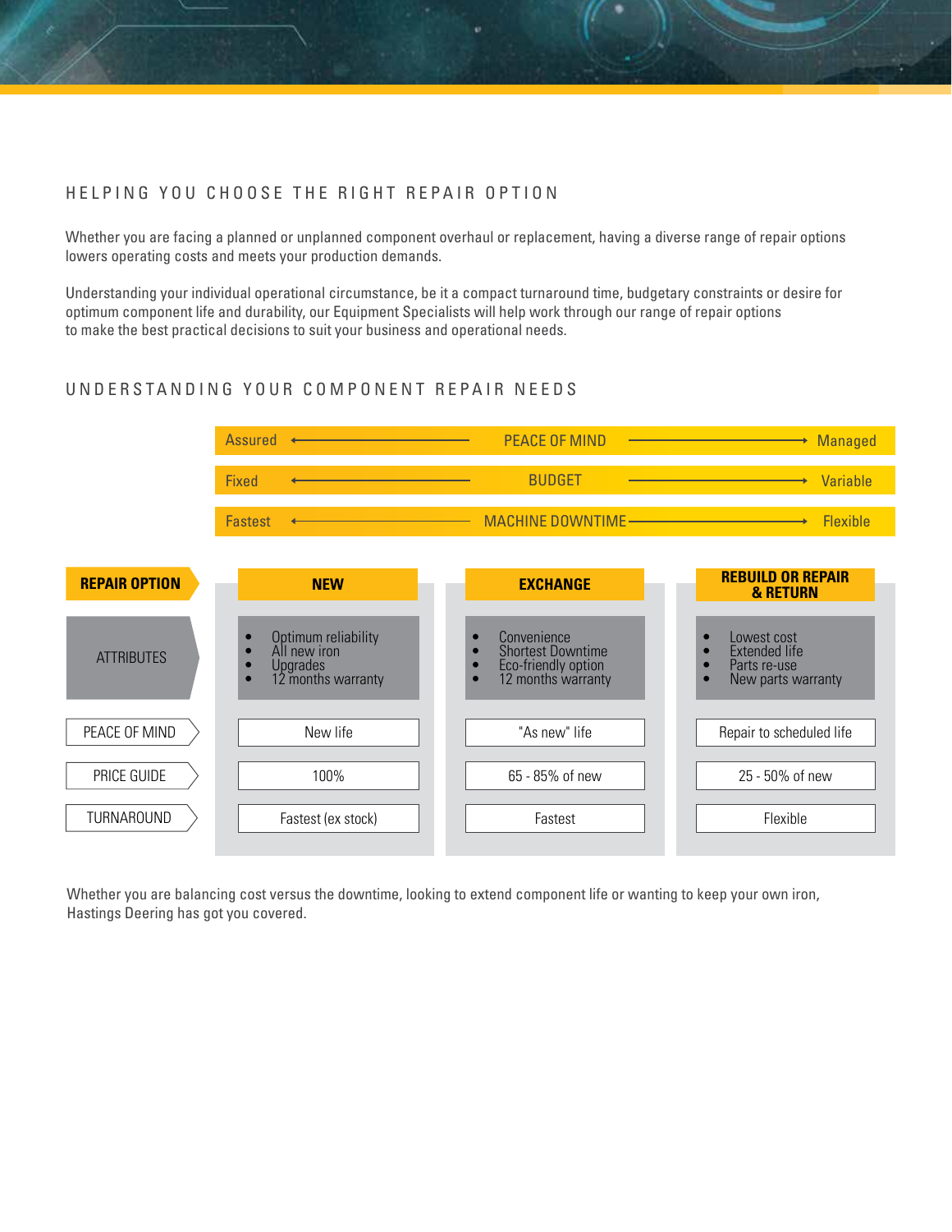## HELPING YOU CHOOSE THE RIGHT REPAIR OPTION

Whether you are facing a planned or unplanned component overhaul or replacement, having a diverse range of repair options lowers operating costs and meets your production demands.

Understanding your individual operational circumstance, be it a compact turnaround time, budgetary constraints or desire for optimum component life and durability, our Equipment Specialists will help work through our range of repair options to make the best practical decisions to suit your business and operational needs.

## UNDERSTANDING YOUR COMPONENT REPAIR NEEDS

| | | |
|---|---|---|
| Assured ← | PEACE OF MIND | → Managed |
| Fixed ← | BUDGET | → Variable |
| Fastest ← | MACHINE DOWNTIME | → Flexible |

| REPAIR OPTION | NEW | EXCHANGE | REBUILD OR REPAIR & RETURN |
|---|---|---|---|
| ATTRIBUTES | • Optimum reliability<br>• All new iron<br>• Upgrades<br>• 12 months warranty | • Convenience<br>• Shortest Downtime<br>• Eco-friendly option<br>• 12 months warranty | • Lowest cost<br>• Extended life<br>• Parts re-use<br>• New parts warranty |
| PEACE OF MIND | New life | "As new" life | Repair to scheduled life |
| PRICE GUIDE | 100% | 65 - 85% of new | 25 - 50% of new |
| TURNAROUND | Fastest (ex stock) | Fastest | Flexible |

Whether you are balancing cost versus the downtime, looking to extend component life or wanting to keep your own iron, Hastings Deering has got you covered.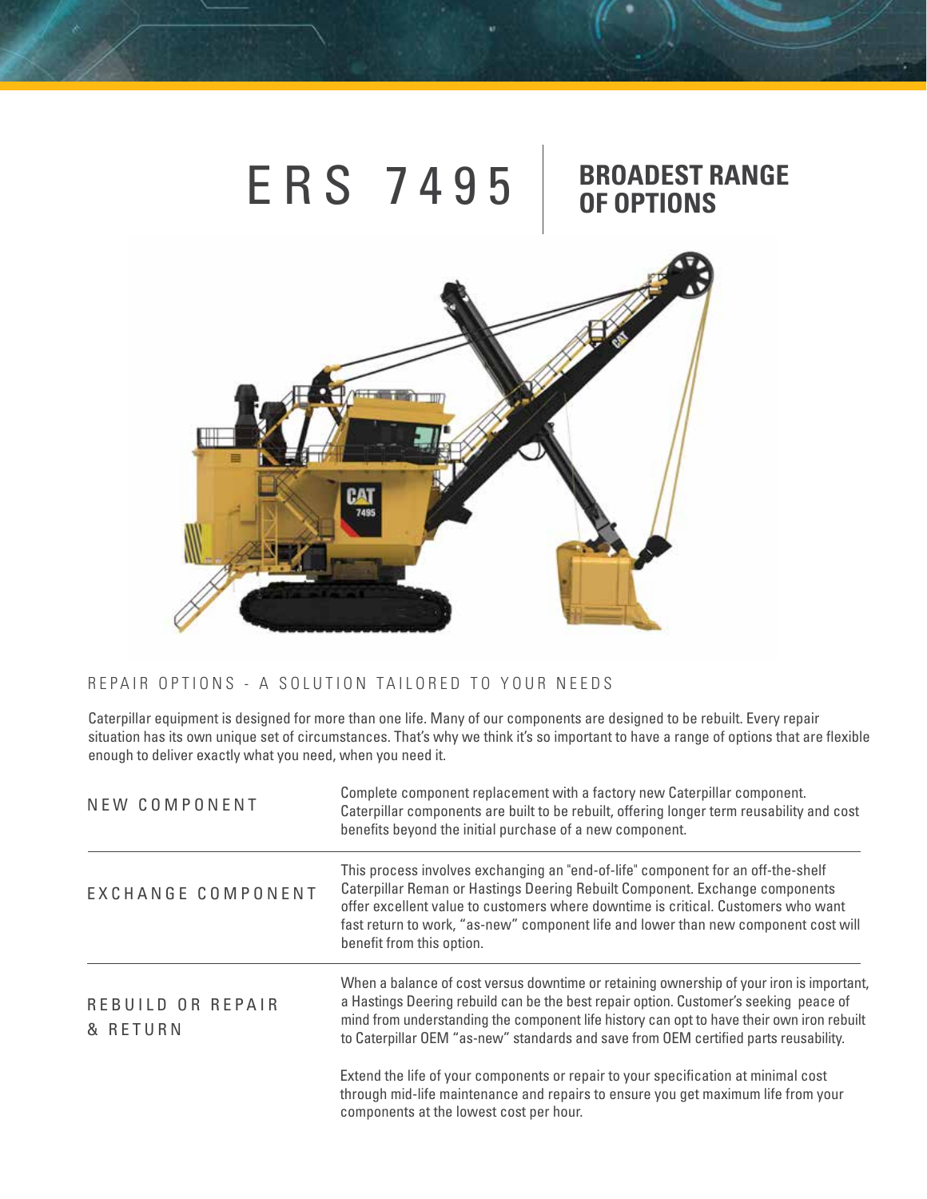# ERS 7495 | BROADEST RANGE OF OPTIONS

## REPAIR OPTIONS - A SOLUTION TAILORED TO YOUR NEEDS

Caterpillar equipment is designed for more than one life. Many of our components are designed to be rebuilt. Every repair situation has its own unique set of circumstances. That's why we think it's so important to have a range of options that are flexible enough to deliver exactly what you need, when you need it.

### NEW COMPONENT

Complete component replacement with a factory new Caterpillar component. Caterpillar components are built to be rebuilt, offering longer term reusability and cost benefits beyond the initial purchase of a new component.

### EXCHANGE COMPONENT

This process involves exchanging an "end-of-life" component for an off-the-shelf Caterpillar Reman or Hastings Deering Rebuilt Component. Exchange components offer excellent value to customers where downtime is critical. Customers who want fast return to work, "as-new" component life and lower than new component cost will benefit from this option.

### REBUILD OR REPAIR & RETURN

When a balance of cost versus downtime or retaining ownership of your iron is important, a Hastings Deering rebuild can be the best repair option. Customer's seeking peace of mind from understanding the component life history can opt to have their own iron rebuilt to Caterpillar OEM "as-new" standards and save from OEM certified parts reusability.

Extend the life of your components or repair to your specification at minimal cost through mid-life maintenance and repairs to ensure you get maximum life from your components at the lowest cost per hour.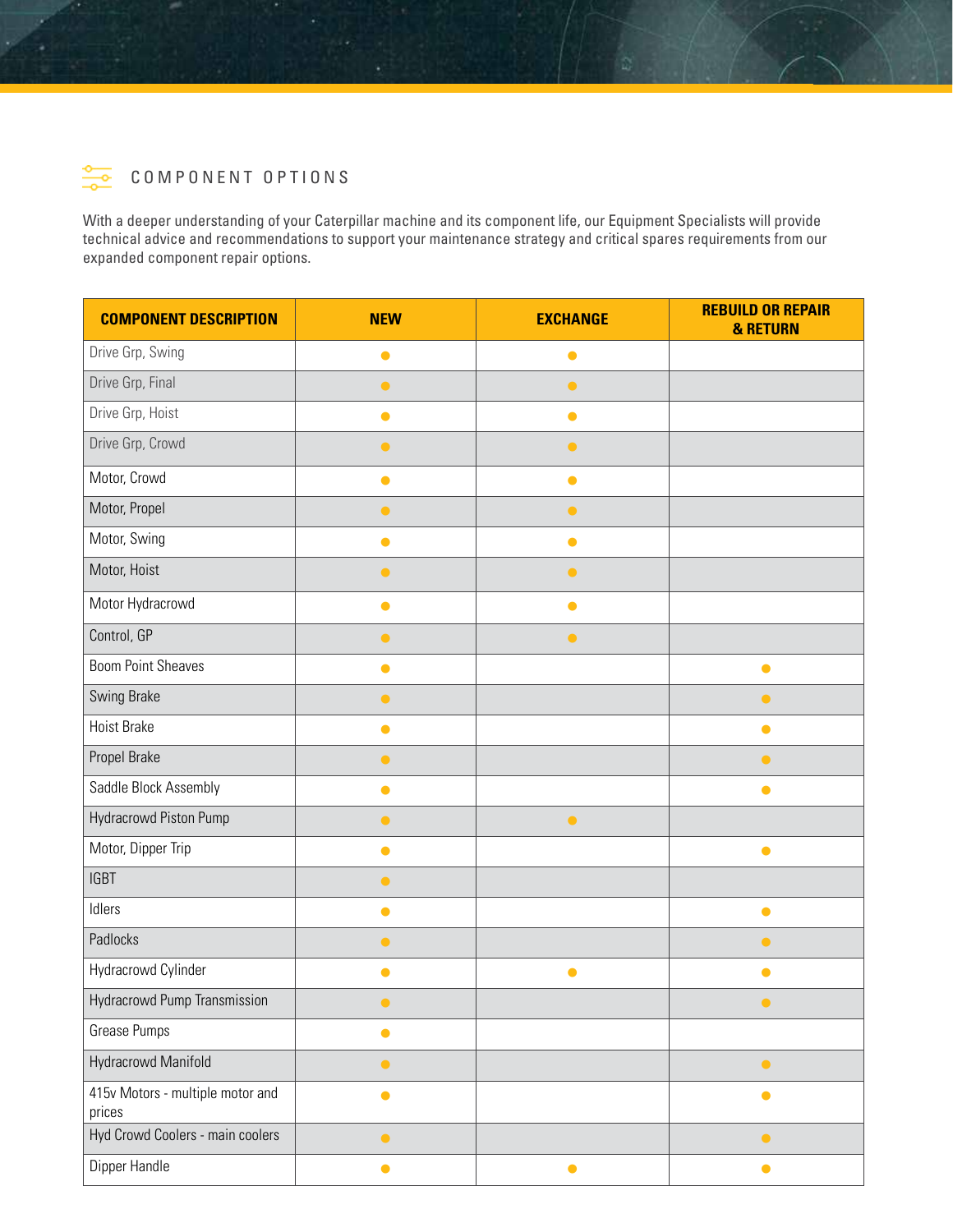## COMPONENT OPTIONS

With a deeper understanding of your Caterpillar machine and its component life, our Equipment Specialists will provide technical advice and recommendations to support your maintenance strategy and critical spares requirements from our expanded component repair options.

| COMPONENT DESCRIPTION | NEW | EXCHANGE | REBUILD OR REPAIR & RETURN |
|---|---|---|---|
| Drive Grp, Swing | ● | ● | |
| Drive Grp, Final | ● | ● | |
| Drive Grp, Hoist | ● | ● | |
| Drive Grp, Crowd | ● | ● | |
| Motor, Crowd | ● | ● | |
| Motor, Propel | ● | ● | |
| Motor, Swing | ● | ● | |
| Motor, Hoist | ● | ● | |
| Motor Hydracrowd | ● | ● | |
| Control, GP | ● | ● | |
| Boom Point Sheaves | ● | | ● |
| Swing Brake | ● | | ● |
| Hoist Brake | ● | | ● |
| Propel Brake | ● | | ● |
| Saddle Block Assembly | ● | | ● |
| Hydracrowd Piston Pump | ● | ● | |
| Motor, Dipper Trip | ● | | ● |
| IGBT | ● | | |
| Idlers | ● | | ● |
| Padlocks | ● | | ● |
| Hydracrowd Cylinder | ● | ● | ● |
| Hydracrowd Pump Transmission | ● | | ● |
| Grease Pumps | ● | | |
| Hydracrowd Manifold | ● | | ● |
| 415v Motors - multiple motor and prices | ● | | ● |
| Hyd Crowd Coolers - main coolers | ● | | ● |
| Dipper Handle | ● | ● | ● |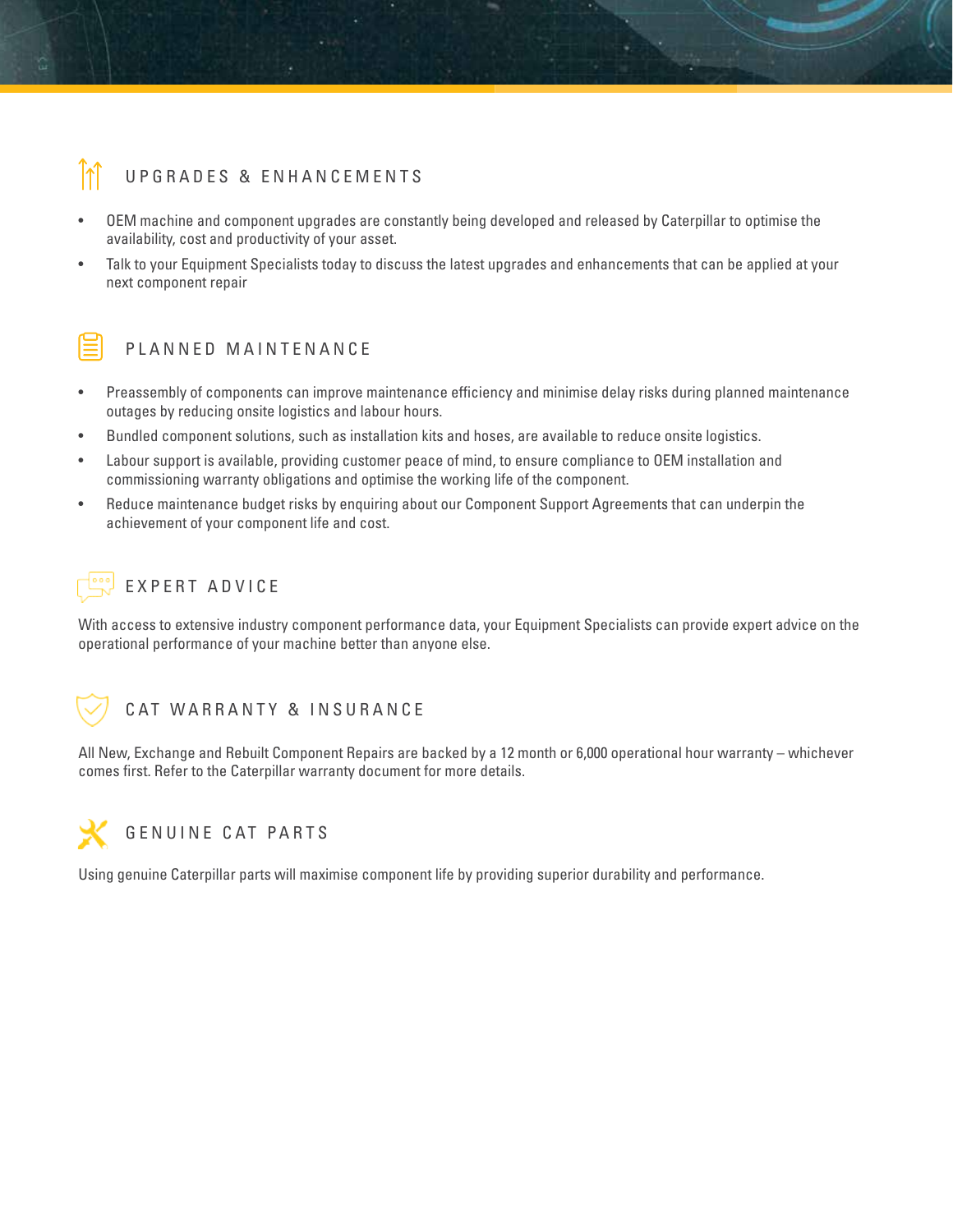## UPGRADES & ENHANCEMENTS

- OEM machine and component upgrades are constantly being developed and released by Caterpillar to optimise the availability, cost and productivity of your asset.
- Talk to your Equipment Specialists today to discuss the latest upgrades and enhancements that can be applied at your next component repair

## PLANNED MAINTENANCE

- Preassembly of components can improve maintenance efficiency and minimise delay risks during planned maintenance outages by reducing onsite logistics and labour hours.
- Bundled component solutions, such as installation kits and hoses, are available to reduce onsite logistics.
- Labour support is available, providing customer peace of mind, to ensure compliance to OEM installation and commissioning warranty obligations and optimise the working life of the component.
- Reduce maintenance budget risks by enquiring about our Component Support Agreements that can underpin the achievement of your component life and cost.

## EXPERT ADVICE

With access to extensive industry component performance data, your Equipment Specialists can provide expert advice on the operational performance of your machine better than anyone else.

## CAT WARRANTY & INSURANCE

All New, Exchange and Rebuilt Component Repairs are backed by a 12 month or 6,000 operational hour warranty – whichever comes first. Refer to the Caterpillar warranty document for more details.

## GENUINE CAT PARTS

Using genuine Caterpillar parts will maximise component life by providing superior durability and performance.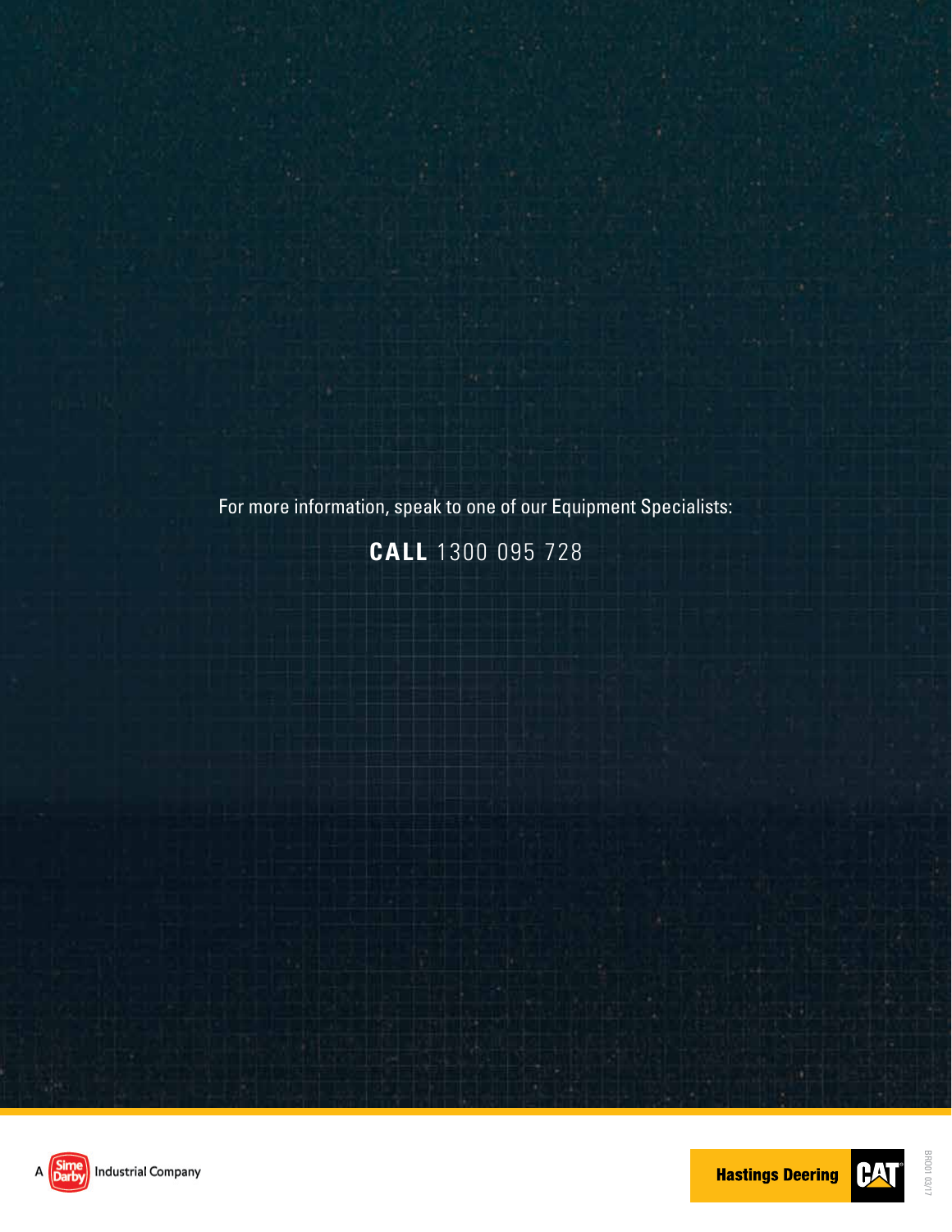For more information, speak to one of our Equipment Specialists:

**CALL** 1300 095 728

A Sime Darby Industrial Company

Hastings Deering

BR001 03/17